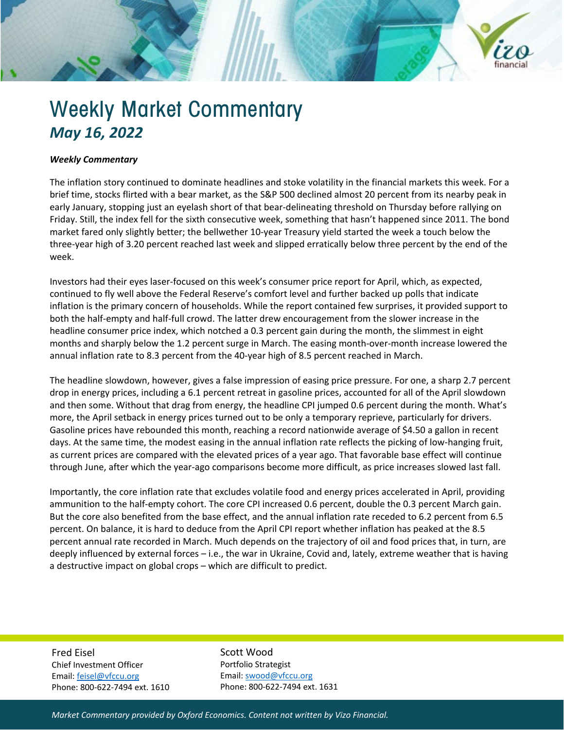# Weekly Market Commentary

## *May 16, 2022*

***Weekly Commentary***

The inflation story continued to dominate headlines and stoke volatility in the financial markets this week. For a brief time, stocks flirted with a bear market, as the S&P 500 declined almost 20 percent from its nearby peak in early January, stopping just an eyelash short of that bear-delineating threshold on Thursday before rallying on Friday. Still, the index fell for the sixth consecutive week, something that hasn't happened since 2011. The bond market fared only slightly better; the bellwether 10-year Treasury yield started the week a touch below the three-year high of 3.20 percent reached last week and slipped erratically below three percent by the end of the week.

Investors had their eyes laser-focused on this week's consumer price report for April, which, as expected, continued to fly well above the Federal Reserve's comfort level and further backed up polls that indicate inflation is the primary concern of households. While the report contained few surprises, it provided support to both the half-empty and half-full crowd. The latter drew encouragement from the slower increase in the headline consumer price index, which notched a 0.3 percent gain during the month, the slimmest in eight months and sharply below the 1.2 percent surge in March. The easing month-over-month increase lowered the annual inflation rate to 8.3 percent from the 40-year high of 8.5 percent reached in March.

The headline slowdown, however, gives a false impression of easing price pressure. For one, a sharp 2.7 percent drop in energy prices, including a 6.1 percent retreat in gasoline prices, accounted for all of the April slowdown and then some. Without that drag from energy, the headline CPI jumped 0.6 percent during the month. What's more, the April setback in energy prices turned out to be only a temporary reprieve, particularly for drivers. Gasoline prices have rebounded this month, reaching a record nationwide average of $4.50 a gallon in recent days. At the same time, the modest easing in the annual inflation rate reflects the picking of low-hanging fruit, as current prices are compared with the elevated prices of a year ago. That favorable base effect will continue through June, after which the year-ago comparisons become more difficult, as price increases slowed last fall.

Importantly, the core inflation rate that excludes volatile food and energy prices accelerated in April, providing ammunition to the half-empty cohort. The core CPI increased 0.6 percent, double the 0.3 percent March gain. But the core also benefited from the base effect, and the annual inflation rate receded to 6.2 percent from 6.5 percent. On balance, it is hard to deduce from the April CPI report whether inflation has peaked at the 8.5 percent annual rate recorded in March. Much depends on the trajectory of oil and food prices that, in turn, are deeply influenced by external forces – i.e., the war in Ukraine, Covid and, lately, extreme weather that is having a destructive impact on global crops – which are difficult to predict.

Fred Eisel
Chief Investment Officer
Email: feisel@vfccu.org
Phone: 800-622-7494 ext. 1610

Scott Wood
Portfolio Strategist
Email: swood@vfccu.org
Phone: 800-622-7494 ext. 1631

*Market Commentary provided by Oxford Economics. Content not written by Vizo Financial.*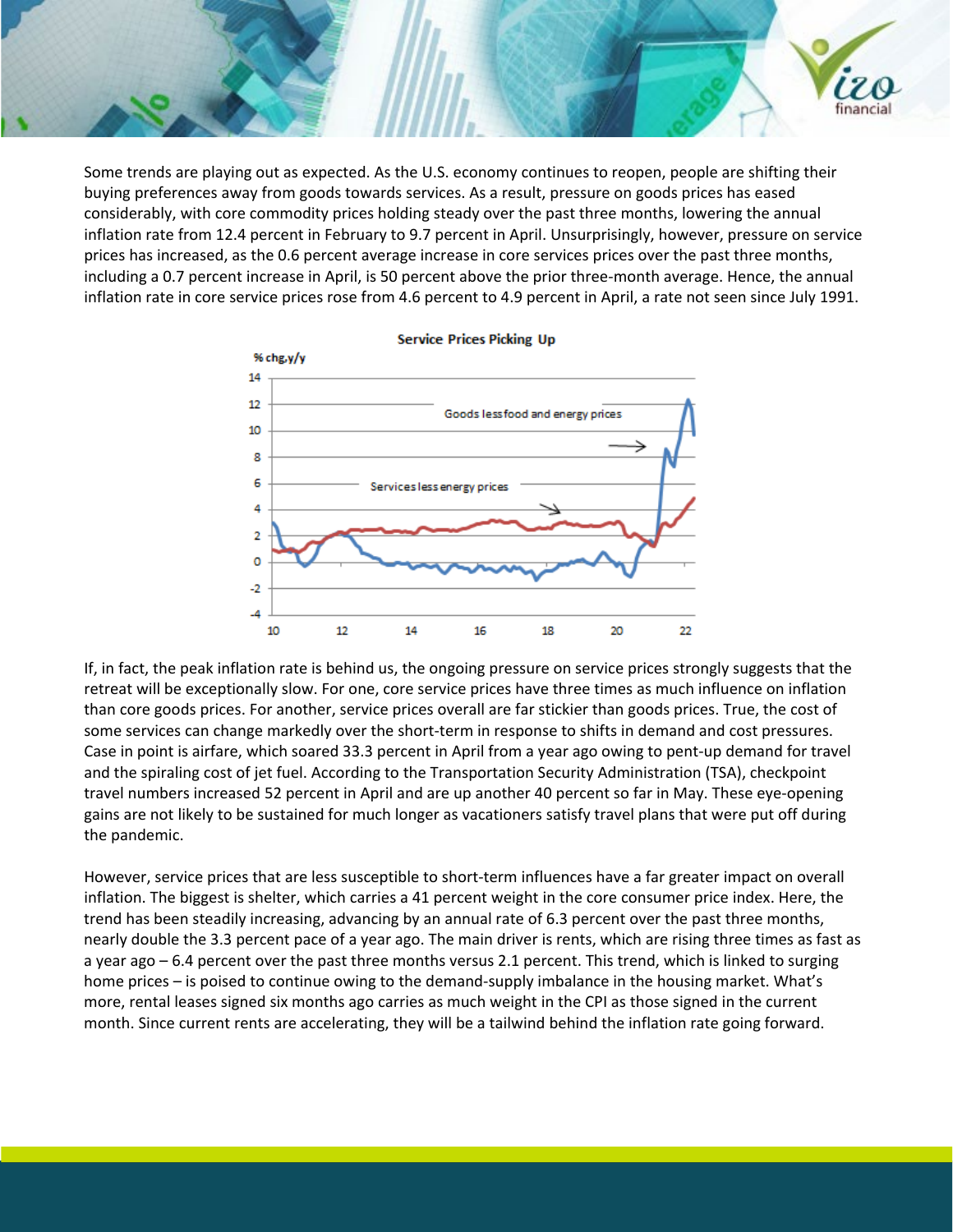Some trends are playing out as expected. As the U.S. economy continues to reopen, people are shifting their buying preferences away from goods towards services. As a result, pressure on goods prices has eased considerably, with core commodity prices holding steady over the past three months, lowering the annual inflation rate from 12.4 percent in February to 9.7 percent in April. Unsurprisingly, however, pressure on service prices has increased, as the 0.6 percent average increase in core services prices over the past three months, including a 0.7 percent increase in April, is 50 percent above the prior three-month average. Hence, the annual inflation rate in core service prices rose from 4.6 percent to 4.9 percent in April, a rate not seen since July 1991.

If, in fact, the peak inflation rate is behind us, the ongoing pressure on service prices strongly suggests that the retreat will be exceptionally slow. For one, core service prices have three times as much influence on inflation than core goods prices. For another, service prices overall are far stickier than goods prices. True, the cost of some services can change markedly over the short-term in response to shifts in demand and cost pressures. Case in point is airfare, which soared 33.3 percent in April from a year ago owing to pent-up demand for travel and the spiraling cost of jet fuel. According to the Transportation Security Administration (TSA), checkpoint travel numbers increased 52 percent in April and are up another 40 percent so far in May. These eye-opening gains are not likely to be sustained for much longer as vacationers satisfy travel plans that were put off during the pandemic.

However, service prices that are less susceptible to short-term influences have a far greater impact on overall inflation. The biggest is shelter, which carries a 41 percent weight in the core consumer price index. Here, the trend has been steadily increasing, advancing by an annual rate of 6.3 percent over the past three months, nearly double the 3.3 percent pace of a year ago. The main driver is rents, which are rising three times as fast as a year ago – 6.4 percent over the past three months versus 2.1 percent. This trend, which is linked to surging home prices – is poised to continue owing to the demand-supply imbalance in the housing market. What's more, rental leases signed six months ago carries as much weight in the CPI as those signed in the current month. Since current rents are accelerating, they will be a tailwind behind the inflation rate going forward.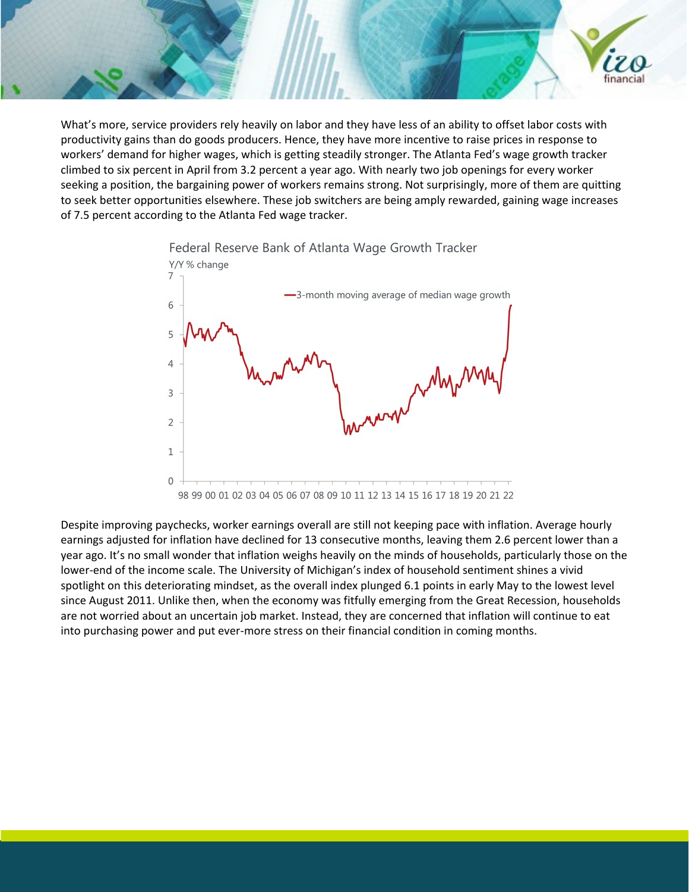What's more, service providers rely heavily on labor and they have less of an ability to offset labor costs with productivity gains than do goods producers. Hence, they have more incentive to raise prices in response to workers' demand for higher wages, which is getting steadily stronger. The Atlanta Fed's wage growth tracker climbed to six percent in April from 3.2 percent a year ago. With nearly two job openings for every worker seeking a position, the bargaining power of workers remains strong. Not surprisingly, more of them are quitting to seek better opportunities elsewhere. These job switchers are being amply rewarded, gaining wage increases of 7.5 percent according to the Atlanta Fed wage tracker.

Federal Reserve Bank of Atlanta Wage Growth Tracker

Despite improving paychecks, worker earnings overall are still not keeping pace with inflation. Average hourly earnings adjusted for inflation have declined for 13 consecutive months, leaving them 2.6 percent lower than a year ago. It's no small wonder that inflation weighs heavily on the minds of households, particularly those on the lower-end of the income scale. The University of Michigan's index of household sentiment shines a vivid spotlight on this deteriorating mindset, as the overall index plunged 6.1 points in early May to the lowest level since August 2011. Unlike then, when the economy was fitfully emerging from the Great Recession, households are not worried about an uncertain job market. Instead, they are concerned that inflation will continue to eat into purchasing power and put ever-more stress on their financial condition in coming months.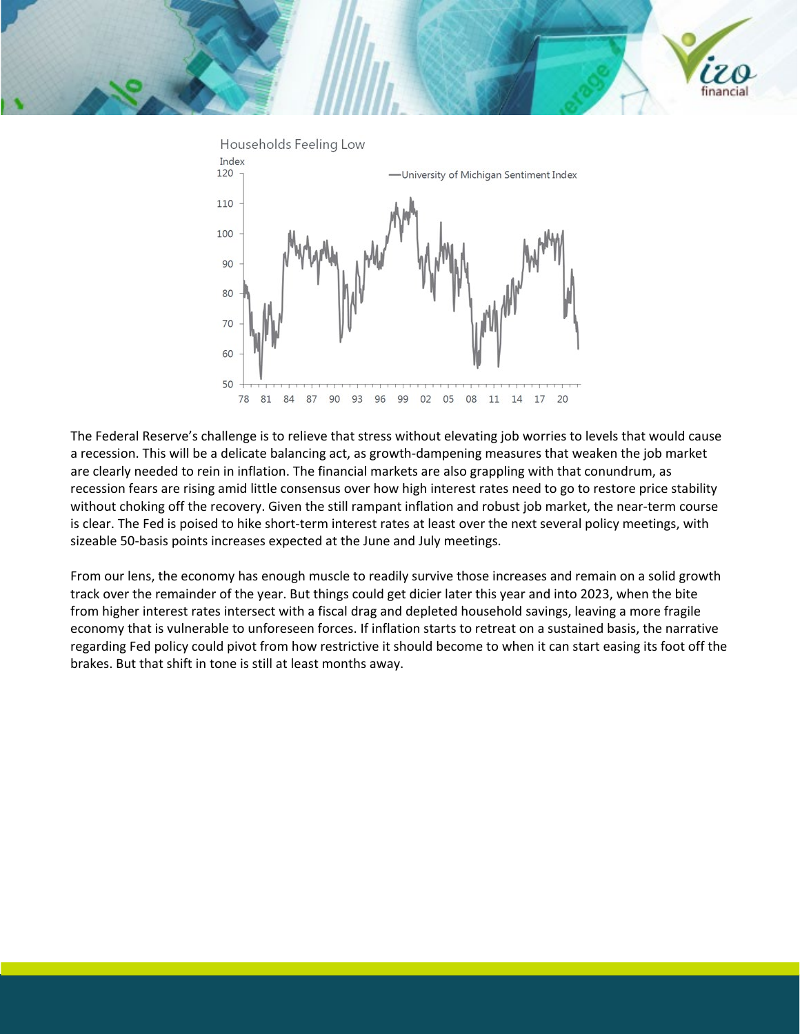Households Feeling Low

Index

University of Michigan Sentiment Index

120
110
100
90
80
70
60
50

78 81 84 87 90 93 96 99 02 05 08 11 14 17 20

The Federal Reserve's challenge is to relieve that stress without elevating job worries to levels that would cause a recession. This will be a delicate balancing act, as growth-dampening measures that weaken the job market are clearly needed to rein in inflation. The financial markets are also grappling with that conundrum, as recession fears are rising amid little consensus over how high interest rates need to go to restore price stability without choking off the recovery. Given the still rampant inflation and robust job market, the near-term course is clear. The Fed is poised to hike short-term interest rates at least over the next several policy meetings, with sizeable 50-basis points increases expected at the June and July meetings.

From our lens, the economy has enough muscle to readily survive those increases and remain on a solid growth track over the remainder of the year. But things could get dicier later this year and into 2023, when the bite from higher interest rates intersect with a fiscal drag and depleted household savings, leaving a more fragile economy that is vulnerable to unforeseen forces. If inflation starts to retreat on a sustained basis, the narrative regarding Fed policy could pivot from how restrictive it should become to when it can start easing its foot off the brakes. But that shift in tone is still at least months away.